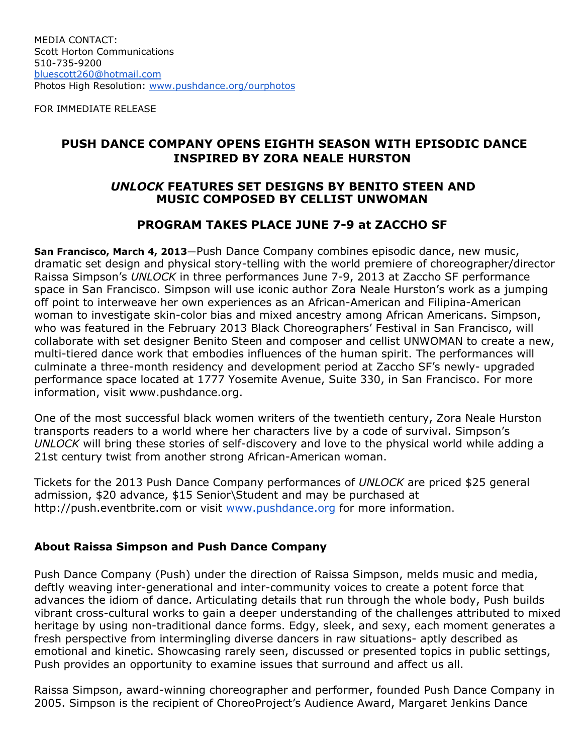MEDIA CONTACT:
Scott Horton Communications
510-735-9200
bluescott260@hotmail.com
Photos High Resolution: www.pushdance.org/ourphotos

FOR IMMEDIATE RELEASE

# PUSH DANCE COMPANY OPENS EIGHTH SEASON WITH EPISODIC DANCE INSPIRED BY ZORA NEALE HURSTON

## *UNLOCK* FEATURES SET DESIGNS BY BENITO STEEN AND MUSIC COMPOSED BY CELLIST UNWOMAN

## PROGRAM TAKES PLACE JUNE 7-9 at ZACCHO SF

**San Francisco, March 4, 2013**—Push Dance Company combines episodic dance, new music, dramatic set design and physical story-telling with the world premiere of choreographer/director Raissa Simpson's *UNLOCK* in three performances June 7-9, 2013 at Zaccho SF performance space in San Francisco. Simpson will use iconic author Zora Neale Hurston's work as a jumping off point to interweave her own experiences as an African-American and Filipina-American woman to investigate skin-color bias and mixed ancestry among African Americans. Simpson, who was featured in the February 2013 Black Choreographers' Festival in San Francisco, will collaborate with set designer Benito Steen and composer and cellist UNWOMAN to create a new, multi-tiered dance work that embodies influences of the human spirit. The performances will culminate a three-month residency and development period at Zaccho SF's newly- upgraded performance space located at 1777 Yosemite Avenue, Suite 330, in San Francisco. For more information, visit www.pushdance.org.

One of the most successful black women writers of the twentieth century, Zora Neale Hurston transports readers to a world where her characters live by a code of survival. Simpson's *UNLOCK* will bring these stories of self-discovery and love to the physical world while adding a 21st century twist from another strong African-American woman.

Tickets for the 2013 Push Dance Company performances of *UNLOCK* are priced $25 general admission, $20 advance, $15 Senior\Student and may be purchased at http://push.eventbrite.com or visit www.pushdance.org for more information.

### About Raissa Simpson and Push Dance Company

Push Dance Company (Push) under the direction of Raissa Simpson, melds music and media, deftly weaving inter-generational and inter-community voices to create a potent force that advances the idiom of dance. Articulating details that run through the whole body, Push builds vibrant cross-cultural works to gain a deeper understanding of the challenges attributed to mixed heritage by using non-traditional dance forms. Edgy, sleek, and sexy, each moment generates a fresh perspective from intermingling diverse dancers in raw situations- aptly described as emotional and kinetic. Showcasing rarely seen, discussed or presented topics in public settings, Push provides an opportunity to examine issues that surround and affect us all.

Raissa Simpson, award-winning choreographer and performer, founded Push Dance Company in 2005. Simpson is the recipient of ChoreoProject's Audience Award, Margaret Jenkins Dance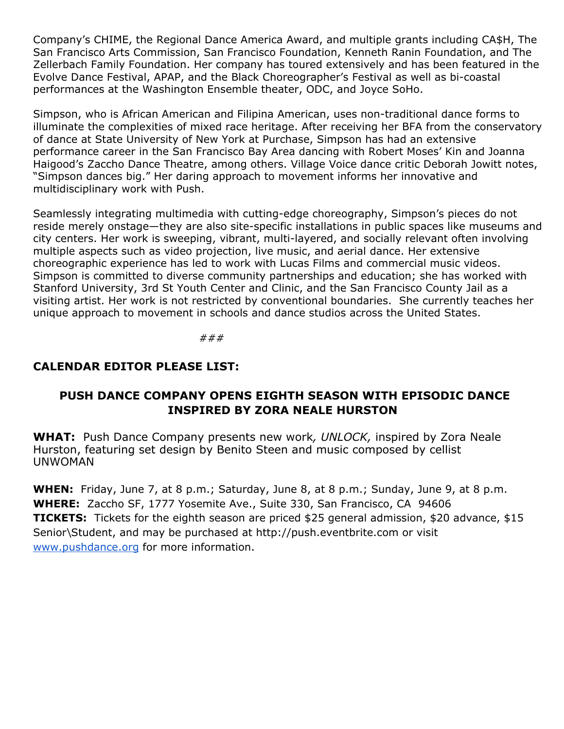Company's CHIME, the Regional Dance America Award, and multiple grants including CA$H, The San Francisco Arts Commission, San Francisco Foundation, Kenneth Ranin Foundation, and The Zellerbach Family Foundation. Her company has toured extensively and has been featured in the Evolve Dance Festival, APAP, and the Black Choreographer's Festival as well as bi-coastal performances at the Washington Ensemble theater, ODC, and Joyce SoHo.

Simpson, who is African American and Filipina American, uses non-traditional dance forms to illuminate the complexities of mixed race heritage. After receiving her BFA from the conservatory of dance at State University of New York at Purchase, Simpson has had an extensive performance career in the San Francisco Bay Area dancing with Robert Moses' Kin and Joanna Haigood's Zaccho Dance Theatre, among others. Village Voice dance critic Deborah Jowitt notes, "Simpson dances big." Her daring approach to movement informs her innovative and multidisciplinary work with Push.

Seamlessly integrating multimedia with cutting-edge choreography, Simpson's pieces do not reside merely onstage—they are also site-specific installations in public spaces like museums and city centers. Her work is sweeping, vibrant, multi-layered, and socially relevant often involving multiple aspects such as video projection, live music, and aerial dance. Her extensive choreographic experience has led to work with Lucas Films and commercial music videos. Simpson is committed to diverse community partnerships and education; she has worked with Stanford University, 3rd St Youth Center and Clinic, and the San Francisco County Jail as a visiting artist. Her work is not restricted by conventional boundaries. She currently teaches her unique approach to movement in schools and dance studios across the United States.

###

**CALENDAR EDITOR PLEASE LIST:**

**PUSH DANCE COMPANY OPENS EIGHTH SEASON WITH EPISODIC DANCE INSPIRED BY ZORA NEALE HURSTON**

**WHAT:** Push Dance Company presents new work, *UNLOCK,* inspired by Zora Neale Hurston, featuring set design by Benito Steen and music composed by cellist UNWOMAN

**WHEN:** Friday, June 7, at 8 p.m.; Saturday, June 8, at 8 p.m.; Sunday, June 9, at 8 p.m.
**WHERE:** Zaccho SF, 1777 Yosemite Ave., Suite 330, San Francisco, CA 94606
**TICKETS:** Tickets for the eighth season are priced $25 general admission, $20 advance, $15 Senior\Student, and may be purchased at http://push.eventbrite.com or visit www.pushdance.org for more information.